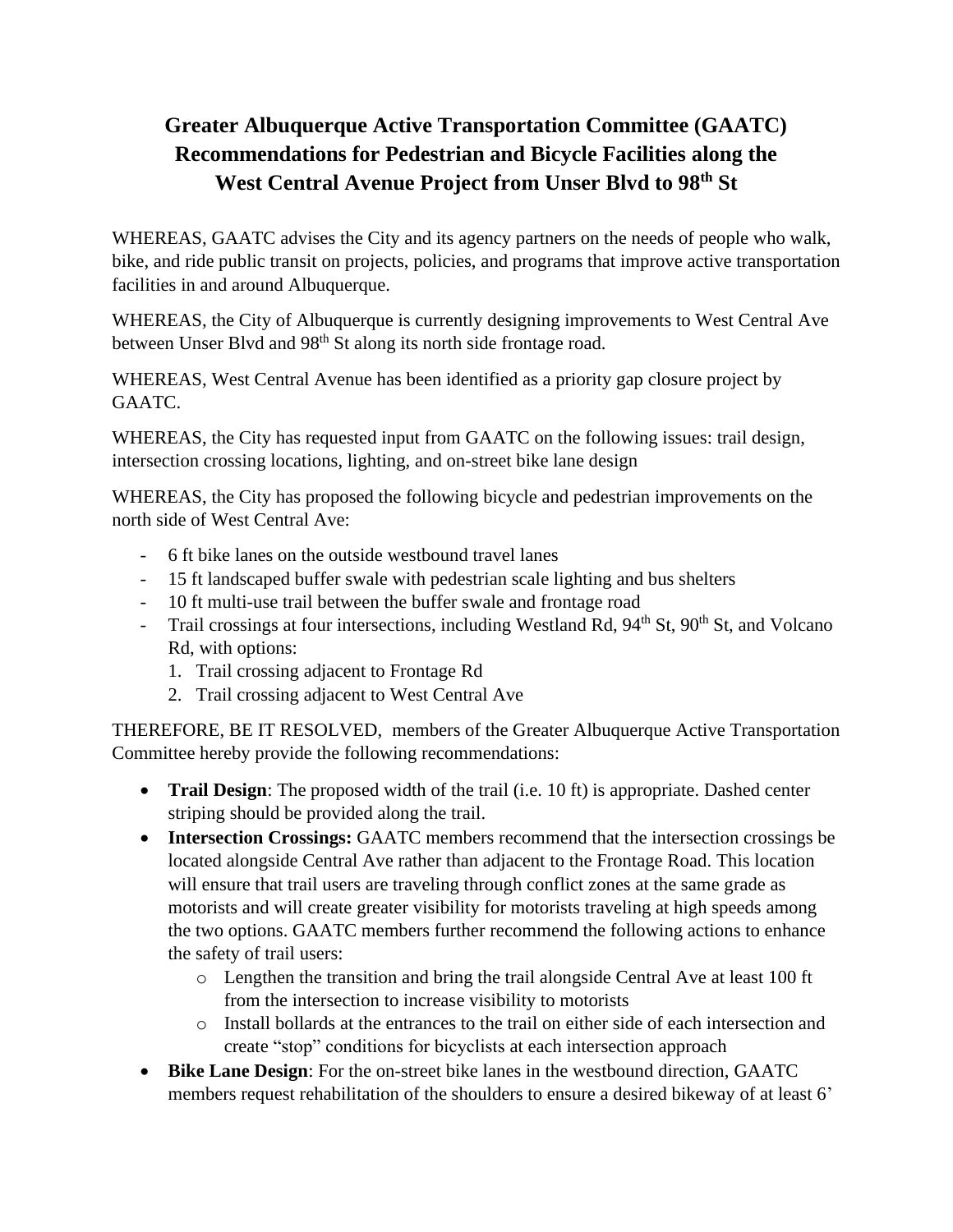# Greater Albuquerque Active Transportation Committee (GAATC) Recommendations for Pedestrian and Bicycle Facilities along the West Central Avenue Project from Unser Blvd to 98th St

WHEREAS, GAATC advises the City and its agency partners on the needs of people who walk, bike, and ride public transit on projects, policies, and programs that improve active transportation facilities in and around Albuquerque.

WHEREAS, the City of Albuquerque is currently designing improvements to West Central Ave between Unser Blvd and 98th St along its north side frontage road.

WHEREAS, West Central Avenue has been identified as a priority gap closure project by GAATC.

WHEREAS, the City has requested input from GAATC on the following issues: trail design, intersection crossing locations, lighting, and on-street bike lane design

WHEREAS, the City has proposed the following bicycle and pedestrian improvements on the north side of West Central Ave:

- 6 ft bike lanes on the outside westbound travel lanes
- 15 ft landscaped buffer swale with pedestrian scale lighting and bus shelters
- 10 ft multi-use trail between the buffer swale and frontage road
- Trail crossings at four intersections, including Westland Rd, 94th St, 90th St, and Volcano Rd, with options:
  1. Trail crossing adjacent to Frontage Rd
  2. Trail crossing adjacent to West Central Ave

THEREFORE, BE IT RESOLVED, members of the Greater Albuquerque Active Transportation Committee hereby provide the following recommendations:

- **Trail Design**: The proposed width of the trail (i.e. 10 ft) is appropriate. Dashed center striping should be provided along the trail.
- **Intersection Crossings:** GAATC members recommend that the intersection crossings be located alongside Central Ave rather than adjacent to the Frontage Road. This location will ensure that trail users are traveling through conflict zones at the same grade as motorists and will create greater visibility for motorists traveling at high speeds among the two options. GAATC members further recommend the following actions to enhance the safety of trail users:
  - Lengthen the transition and bring the trail alongside Central Ave at least 100 ft from the intersection to increase visibility to motorists
  - Install bollards at the entrances to the trail on either side of each intersection and create "stop" conditions for bicyclists at each intersection approach
- **Bike Lane Design**: For the on-street bike lanes in the westbound direction, GAATC members request rehabilitation of the shoulders to ensure a desired bikeway of at least 6'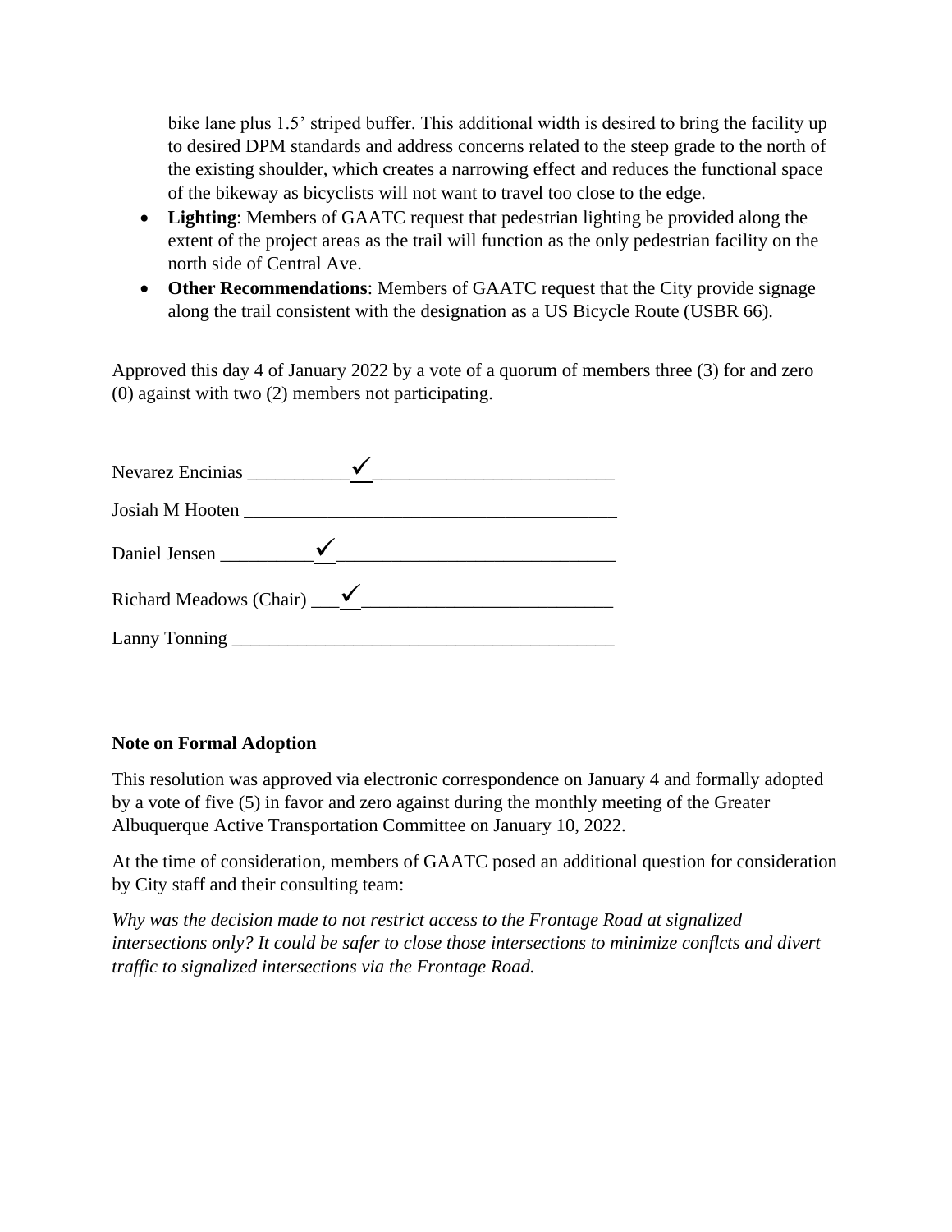bike lane plus 1.5' striped buffer. This additional width is desired to bring the facility up to desired DPM standards and address concerns related to the steep grade to the north of the existing shoulder, which creates a narrowing effect and reduces the functional space of the bikeway as bicyclists will not want to travel too close to the edge.

- **Lighting**: Members of GAATC request that pedestrian lighting be provided along the extent of the project areas as the trail will function as the only pedestrian facility on the north side of Central Ave.
- **Other Recommendations**: Members of GAATC request that the City provide signage along the trail consistent with the designation as a US Bicycle Route (USBR 66).

Approved this day 4 of January 2022 by a vote of a quorum of members three (3) for and zero (0) against with two (2) members not participating.

Nevarez Encinias ___✓___

Josiah M Hooten ______

Daniel Jensen ___✓___

Richard Meadows (Chair) ___✓___

Lanny Tonning ______

**Note on Formal Adoption**

This resolution was approved via electronic correspondence on January 4 and formally adopted by a vote of five (5) in favor and zero against during the monthly meeting of the Greater Albuquerque Active Transportation Committee on January 10, 2022.

At the time of consideration, members of GAATC posed an additional question for consideration by City staff and their consulting team:

*Why was the decision made to not restrict access to the Frontage Road at signalized intersections only? It could be safer to close those intersections to minimize conflcts and divert traffic to signalized intersections via the Frontage Road.*